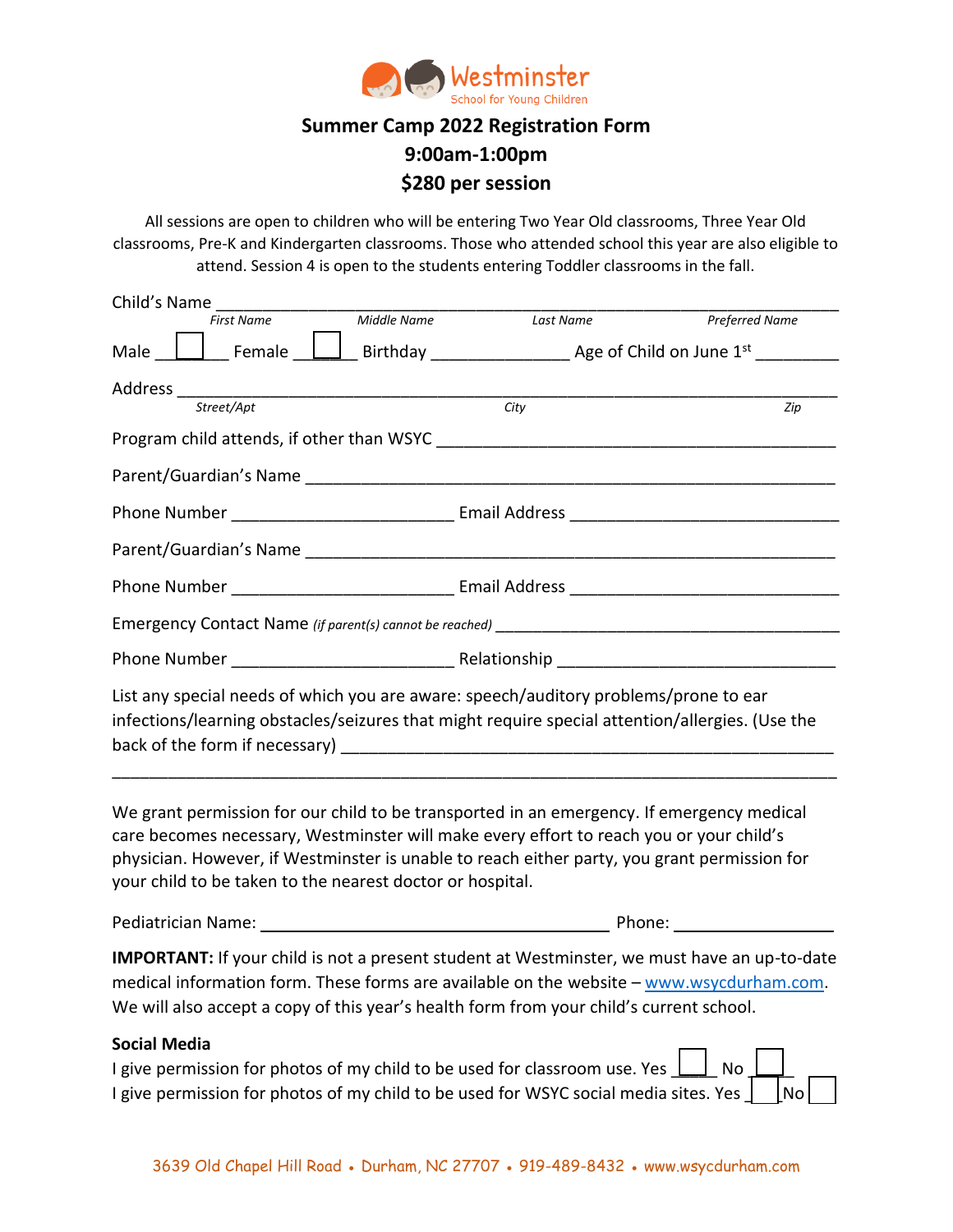Westminster
School for Young Children

# Summer Camp 2022 Registration Form

## 9:00am-1:00pm

## $280 per session

All sessions are open to children who will be entering Two Year Old classrooms, Three Year Old classrooms, Pre-K and Kindergarten classrooms. Those who attended school this year are also eligible to attend. Session 4 is open to the students entering Toddler classrooms in the fall.

Child's Name ______________________________________________________________
*First Name* *Middle Name* *Last Name* *Preferred Name*

Male ☐ Female ☐ Birthday _______________ Age of Child on June 1st _________

Address ___________________________________________________________________
*Street/Apt* *City* *Zip*

Program child attends, if other than WSYC _____________________________________

Parent/Guardian's Name ___________________________________________________

Phone Number ________________________ Email Address ___________________________

Parent/Guardian's Name ___________________________________________________

Phone Number ________________________ Email Address ___________________________

Emergency Contact Name *(if parent(s) cannot be reached)* _______________________

Phone Number ________________________ Relationship ____________________________

List any special needs of which you are aware: speech/auditory problems/prone to ear infections/learning obstacles/seizures that might require special attention/allergies. (Use the back of the form if necessary) ________________________________________________

___________________________________________________________________________

We grant permission for our child to be transported in an emergency. If emergency medical care becomes necessary, Westminster will make every effort to reach you or your child's physician. However, if Westminster is unable to reach either party, you grant permission for your child to be taken to the nearest doctor or hospital.

Pediatrician Name: ______________________________________ Phone: _________________

**IMPORTANT:** If your child is not a present student at Westminster, we must have an up-to-date medical information form. These forms are available on the website – www.wsycdurham.com. We will also accept a copy of this year's health form from your child's current school.

**Social Media**

I give permission for photos of my child to be used for classroom use. Yes ☐ No ☐

I give permission for photos of my child to be used for WSYC social media sites. Yes ☐ No ☐

3639 Old Chapel Hill Road • Durham, NC 27707 • 919-489-8432 • www.wsycdurham.com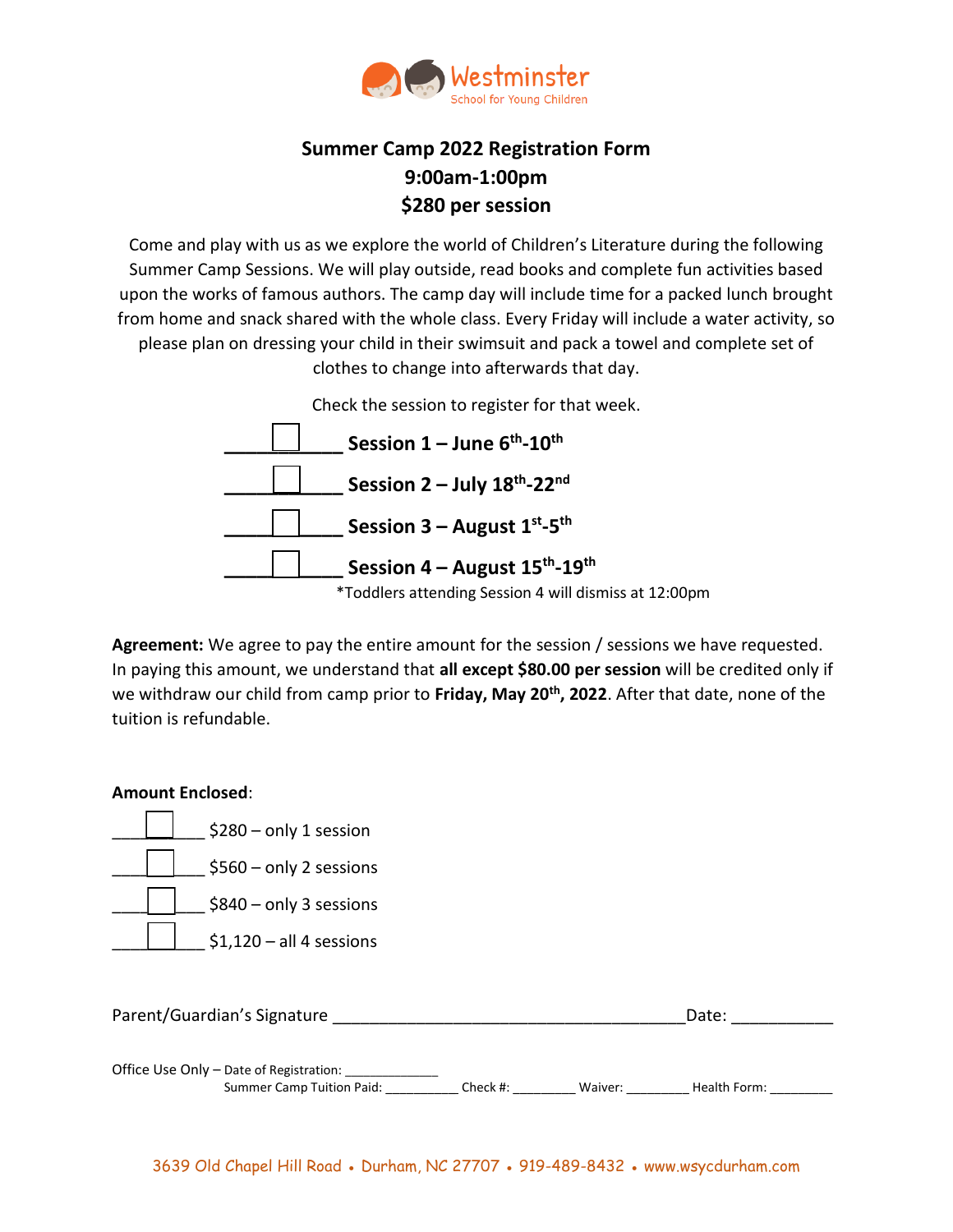Westminster
School for Young Children

# Summer Camp 2022 Registration Form
## 9:00am-1:00pm
## $280 per session

Come and play with us as we explore the world of Children's Literature during the following Summer Camp Sessions. We will play outside, read books and complete fun activities based upon the works of famous authors. The camp day will include time for a packed lunch brought from home and snack shared with the whole class. Every Friday will include a water activity, so please plan on dressing your child in their swimsuit and pack a towel and complete set of clothes to change into afterwards that day.

Check the session to register for that week.

- ☐ **Session 1 – June 6th-10th**
- ☐ **Session 2 – July 18th-22nd**
- ☐ **Session 3 – August 1st-5th**
- ☐ **Session 4 – August 15th-19th**

*Toddlers attending Session 4 will dismiss at 12:00pm

**Agreement:** We agree to pay the entire amount for the session / sessions we have requested. In paying this amount, we understand that **all except $80.00 per session** will be credited only if we withdraw our child from camp prior to **Friday, May 20th, 2022**. After that date, none of the tuition is refundable.

**Amount Enclosed**:

- ☐ $280 – only 1 session
- ☐ $560 – only 2 sessions
- ☐ $840 – only 3 sessions
- ☐ $1,120 – all 4 sessions

Parent/Guardian's Signature ______________________________________ Date: ___________

Office Use Only – Date of Registration: _____________
Summer Camp Tuition Paid: __________ Check #: _________ Waiver: _________ Health Form: _________

3639 Old Chapel Hill Road • Durham, NC 27707 • 919-489-8432 • www.wsycdurham.com